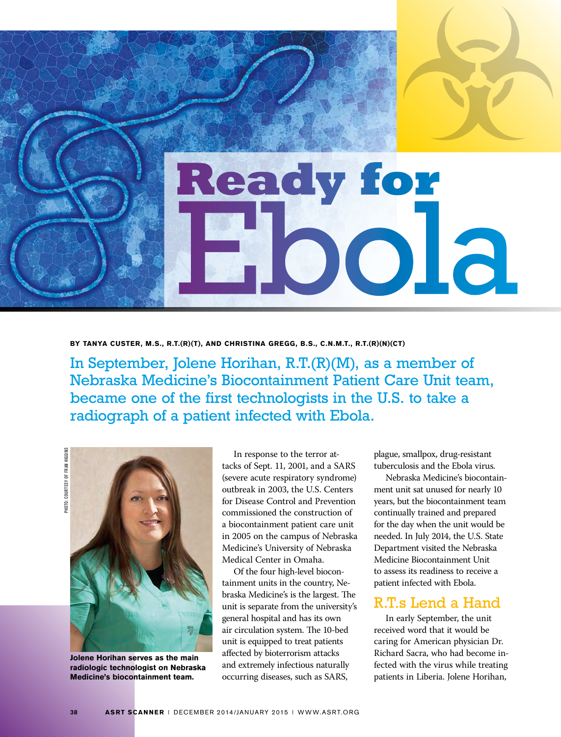# Ready for Ebola

**BY TANYA CUSTER, M.S., R.T.(R)(T), AND CHRISTINA GREGG, B.S., C.N.M.T., R.T.(R)(N)(CT)**

In September, Jolene Horihan, R.T.(R)(M), as a member of Nebraska Medicine's Biocontainment Patient Care Unit team, became one of the first technologists in the U.S. to take a radiograph of a patient infected with Ebola.

PHOTO: COURTESY OF FRAN HIGGINS

**Jolene Horihan serves as the main radiologic technologist on Nebraska Medicine's biocontainment team.**

In response to the terror attacks of Sept. 11, 2001, and a SARS (severe acute respiratory syndrome) outbreak in 2003, the U.S. Centers for Disease Control and Prevention commissioned the construction of a biocontainment patient care unit in 2005 on the campus of Nebraska Medicine's University of Nebraska Medical Center in Omaha.

Of the four high-level biocontainment units in the country, Nebraska Medicine's is the largest. The unit is separate from the university's general hospital and has its own air circulation system. The 10-bed unit is equipped to treat patients affected by bioterrorism attacks and extremely infectious naturally occurring diseases, such as SARS, plague, smallpox, drug-resistant tuberculosis and the Ebola virus.

Nebraska Medicine's biocontainment unit sat unused for nearly 10 years, but the biocontainment team continually trained and prepared for the day when the unit would be needed. In July 2014, the U.S. State Department visited the Nebraska Medicine Biocontainment Unit to assess its readiness to receive a patient infected with Ebola.

## R.T.s Lend a Hand

In early September, the unit received word that it would be caring for American physician Dr. Richard Sacra, who had become infected with the virus while treating patients in Liberia. Jolene Horihan,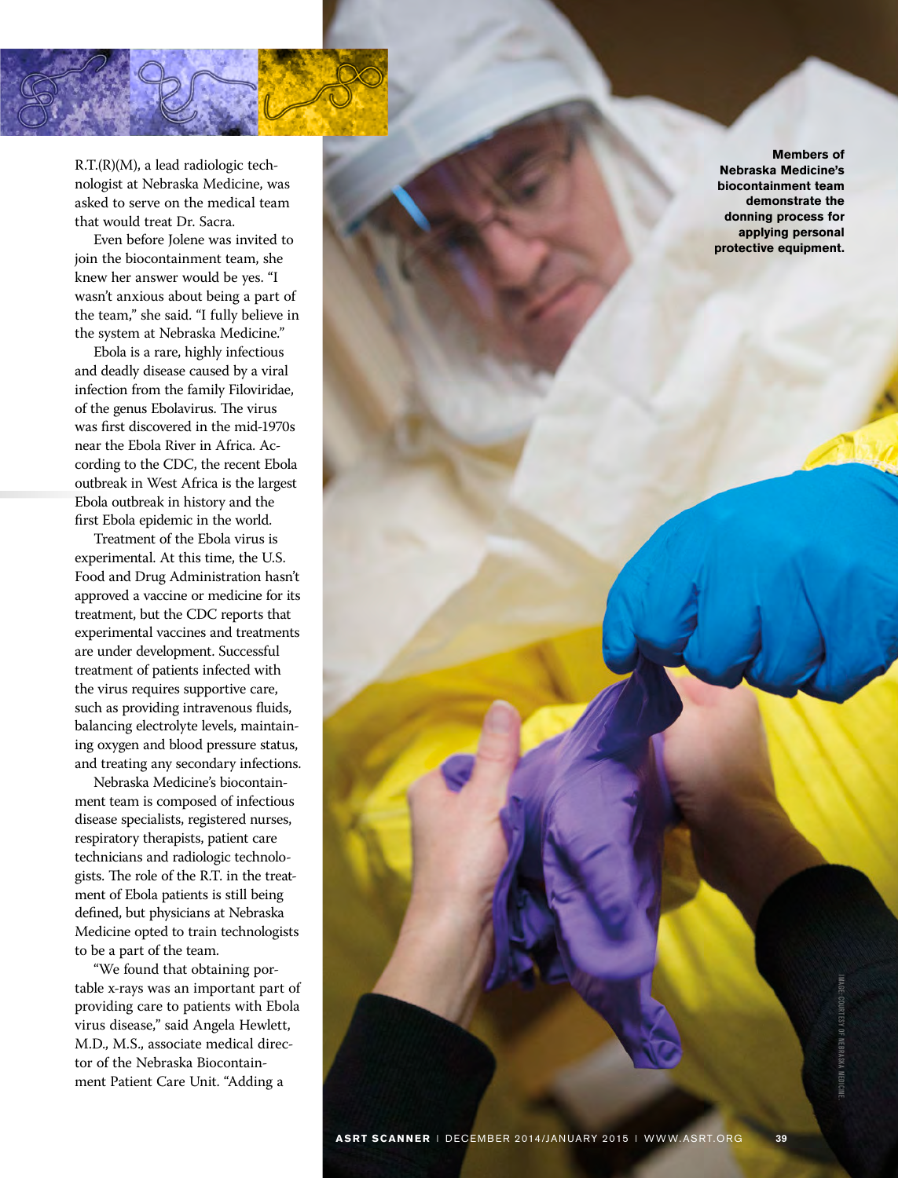R.T.(R)(M), a lead radiologic technologist at Nebraska Medicine, was asked to serve on the medical team that would treat Dr. Sacra.

Even before Jolene was invited to join the biocontainment team, she knew her answer would be yes. "I wasn't anxious about being a part of the team," she said. "I fully believe in the system at Nebraska Medicine."

Ebola is a rare, highly infectious and deadly disease caused by a viral infection from the family Filoviridae, of the genus Ebolavirus. The virus was first discovered in the mid-1970s near the Ebola River in Africa. According to the CDC, the recent Ebola outbreak in West Africa is the largest Ebola outbreak in history and the first Ebola epidemic in the world.

Treatment of the Ebola virus is experimental. At this time, the U.S. Food and Drug Administration hasn't approved a vaccine or medicine for its treatment, but the CDC reports that experimental vaccines and treatments are under development. Successful treatment of patients infected with the virus requires supportive care, such as providing intravenous fluids, balancing electrolyte levels, maintaining oxygen and blood pressure status, and treating any secondary infections.

Nebraska Medicine's biocontainment team is composed of infectious disease specialists, registered nurses, respiratory therapists, patient care technicians and radiologic technologists. The role of the R.T. in the treatment of Ebola patients is still being defined, but physicians at Nebraska Medicine opted to train technologists to be a part of the team.

"We found that obtaining portable x-rays was an important part of providing care to patients with Ebola virus disease," said Angela Hewlett, M.D., M.S., associate medical director of the Nebraska Biocontainment Patient Care Unit. "Adding a

**Members of Nebraska Medicine's biocontainment team demonstrate the donning process for applying personal protective equipment.**

IMAGE COURTESY OF NEBRASKA MEDICINE.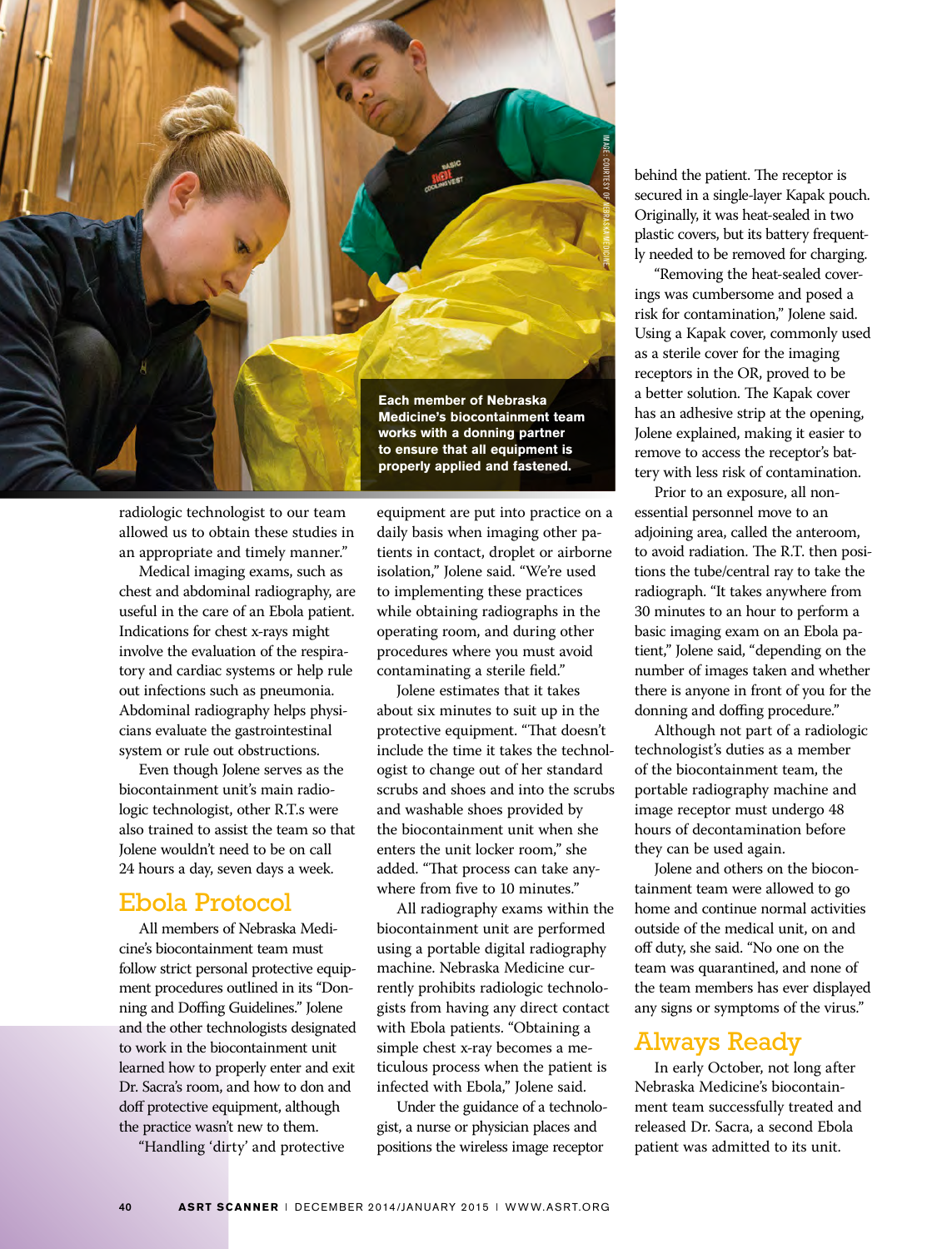Each member of Nebraska Medicine's biocontainment team works with a donning partner to ensure that all equipment is properly applied and fastened.

IMAGE: COURTESY OF NEBRASKA MEDICINE

radiologic technologist to our team allowed us to obtain these studies in an appropriate and timely manner."

Medical imaging exams, such as chest and abdominal radiography, are useful in the care of an Ebola patient. Indications for chest x-rays might involve the evaluation of the respiratory and cardiac systems or help rule out infections such as pneumonia. Abdominal radiography helps physicians evaluate the gastrointestinal system or rule out obstructions.

Even though Jolene serves as the biocontainment unit's main radiologic technologist, other R.T.s were also trained to assist the team so that Jolene wouldn't need to be on call 24 hours a day, seven days a week.

## Ebola Protocol

All members of Nebraska Medicine's biocontainment team must follow strict personal protective equipment procedures outlined in its "Donning and Doffing Guidelines." Jolene and the other technologists designated to work in the biocontainment unit learned how to properly enter and exit Dr. Sacra's room, and how to don and doff protective equipment, although the practice wasn't new to them.

"Handling 'dirty' and protective equipment are put into practice on a daily basis when imaging other patients in contact, droplet or airborne isolation," Jolene said. "We're used to implementing these practices while obtaining radiographs in the operating room, and during other procedures where you must avoid contaminating a sterile field."

Jolene estimates that it takes about six minutes to suit up in the protective equipment. "That doesn't include the time it takes the technologist to change out of her standard scrubs and shoes and into the scrubs and washable shoes provided by the biocontainment unit when she enters the unit locker room," she added. "That process can take anywhere from five to 10 minutes."

All radiography exams within the biocontainment unit are performed using a portable digital radiography machine. Nebraska Medicine currently prohibits radiologic technologists from having any direct contact with Ebola patients. "Obtaining a simple chest x-ray becomes a meticulous process when the patient is infected with Ebola," Jolene said.

Under the guidance of a technologist, a nurse or physician places and positions the wireless image receptor behind the patient. The receptor is secured in a single-layer Kapak pouch. Originally, it was heat-sealed in two plastic covers, but its battery frequently needed to be removed for charging.

"Removing the heat-sealed coverings was cumbersome and posed a risk for contamination," Jolene said. Using a Kapak cover, commonly used as a sterile cover for the imaging receptors in the OR, proved to be a better solution. The Kapak cover has an adhesive strip at the opening, Jolene explained, making it easier to remove to access the receptor's battery with less risk of contamination.

Prior to an exposure, all nonessential personnel move to an adjoining area, called the anteroom, to avoid radiation. The R.T. then positions the tube/central ray to take the radiograph. "It takes anywhere from 30 minutes to an hour to perform a basic imaging exam on an Ebola patient," Jolene said, "depending on the number of images taken and whether there is anyone in front of you for the donning and doffing procedure."

Although not part of a radiologic technologist's duties as a member of the biocontainment team, the portable radiography machine and image receptor must undergo 48 hours of decontamination before they can be used again.

Jolene and others on the biocontainment team were allowed to go home and continue normal activities outside of the medical unit, on and off duty, she said. "No one on the team was quarantined, and none of the team members has ever displayed any signs or symptoms of the virus."

## Always Ready

In early October, not long after Nebraska Medicine's biocontainment team successfully treated and released Dr. Sacra, a second Ebola patient was admitted to its unit.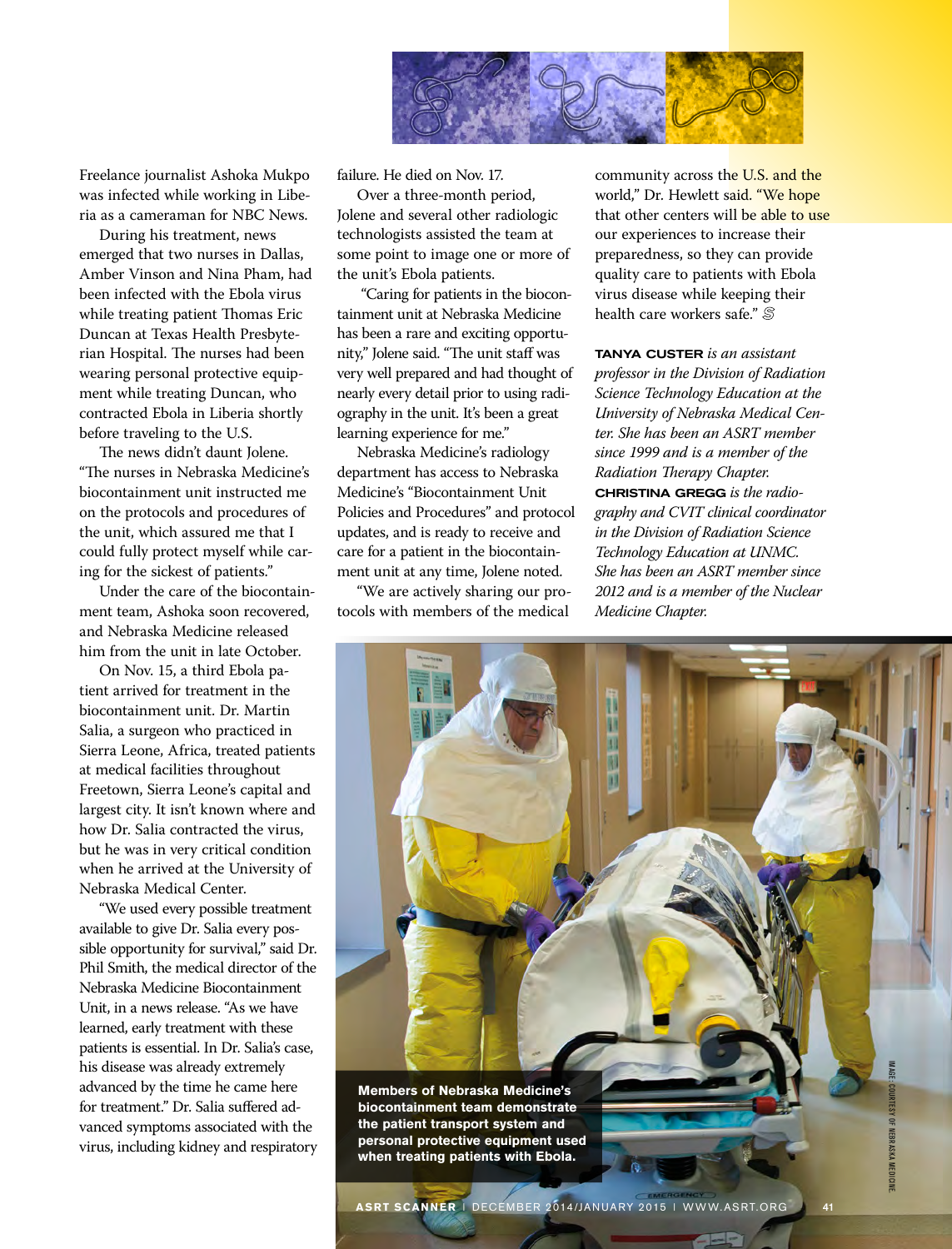Freelance journalist Ashoka Mukpo was infected while working in Liberia as a cameraman for NBC News.

During his treatment, news emerged that two nurses in Dallas, Amber Vinson and Nina Pham, had been infected with the Ebola virus while treating patient Thomas Eric Duncan at Texas Health Presbyterian Hospital. The nurses had been wearing personal protective equipment while treating Duncan, who contracted Ebola in Liberia shortly before traveling to the U.S.

The news didn't daunt Jolene. "The nurses in Nebraska Medicine's biocontainment unit instructed me on the protocols and procedures of the unit, which assured me that I could fully protect myself while caring for the sickest of patients."

Under the care of the biocontainment team, Ashoka soon recovered, and Nebraska Medicine released him from the unit in late October.

On Nov. 15, a third Ebola patient arrived for treatment in the biocontainment unit. Dr. Martin Salia, a surgeon who practiced in Sierra Leone, Africa, treated patients at medical facilities throughout Freetown, Sierra Leone's capital and largest city. It isn't known where and how Dr. Salia contracted the virus, but he was in very critical condition when he arrived at the University of Nebraska Medical Center.

"We used every possible treatment available to give Dr. Salia every possible opportunity for survival," said Dr. Phil Smith, the medical director of the Nebraska Medicine Biocontainment Unit, in a news release. "As we have learned, early treatment with these patients is essential. In Dr. Salia's case, his disease was already extremely advanced by the time he came here for treatment." Dr. Salia suffered advanced symptoms associated with the virus, including kidney and respiratory failure. He died on Nov. 17.

Over a three-month period, Jolene and several other radiologic technologists assisted the team at some point to image one or more of the unit's Ebola patients.

"Caring for patients in the biocontainment unit at Nebraska Medicine has been a rare and exciting opportunity," Jolene said. "The unit staff was very well prepared and had thought of nearly every detail prior to using radiography in the unit. It's been a great learning experience for me."

Nebraska Medicine's radiology department has access to Nebraska Medicine's "Biocontainment Unit Policies and Procedures" and protocol updates, and is ready to receive and care for a patient in the biocontainment unit at any time, Jolene noted.

"We are actively sharing our protocols with members of the medical community across the U.S. and the world," Dr. Hewlett said. "We hope that other centers will be able to use our experiences to increase their preparedness, so they can provide quality care to patients with Ebola virus disease while keeping their health care workers safe."

**TANYA CUSTER** *is an assistant professor in the Division of Radiation Science Technology Education at the University of Nebraska Medical Center. She has been an ASRT member since 1999 and is a member of the Radiation Therapy Chapter.*

**CHRISTINA GREGG** *is the radiography and CVIT clinical coordinator in the Division of Radiation Science Technology Education at UNMC. She has been an ASRT member since 2012 and is a member of the Nuclear Medicine Chapter.*

**Members of Nebraska Medicine's biocontainment team demonstrate the patient transport system and personal protective equipment used when treating patients with Ebola.**

IMAGE: COURTESY OF NEBRASKA MEDICINE